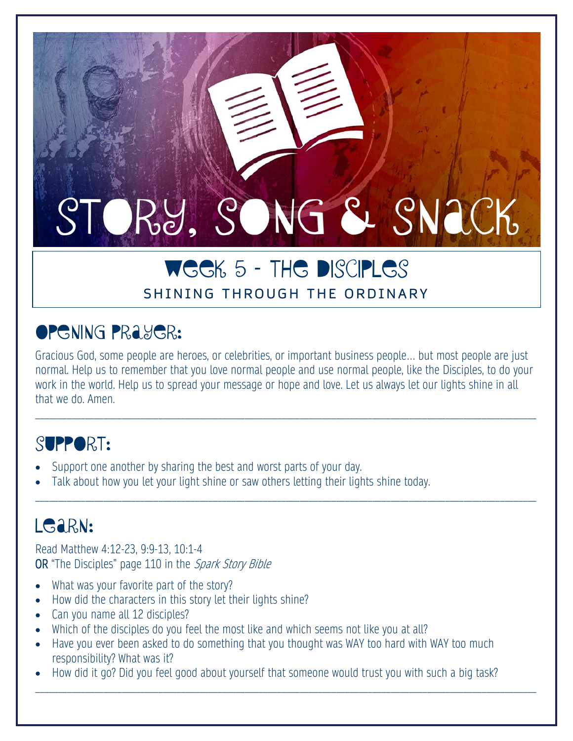# Story, Song & Snack

## Week 5 - The Disciples

SHINING THROUGH THE ORDINARY

## Opening Prayer:

Gracious God, some people are heroes, or celebrities, or important business people… but most people are just normal. Help us to remember that you love normal people and use normal people, like the Disciples, to do your work in the world. Help us to spread your message or hope and love. Let us always let our lights shine in all that we do. Amen.

---

## Support:

- Support one another by sharing the best and worst parts of your day.
- Talk about how you let your light shine or saw others letting their lights shine today.

---

## Learn:

Read Matthew 4:12-23, 9:9-13, 10:1-4
**OR** "The Disciples" page 110 in the *Spark Story Bible*

- What was your favorite part of the story?
- How did the characters in this story let their lights shine?
- Can you name all 12 disciples?
- Which of the disciples do you feel the most like and which seems not like you at all?
- Have you ever been asked to do something that you thought was WAY too hard with WAY too much responsibility? What was it?
- How did it go? Did you feel good about yourself that someone would trust you with such a big task?

---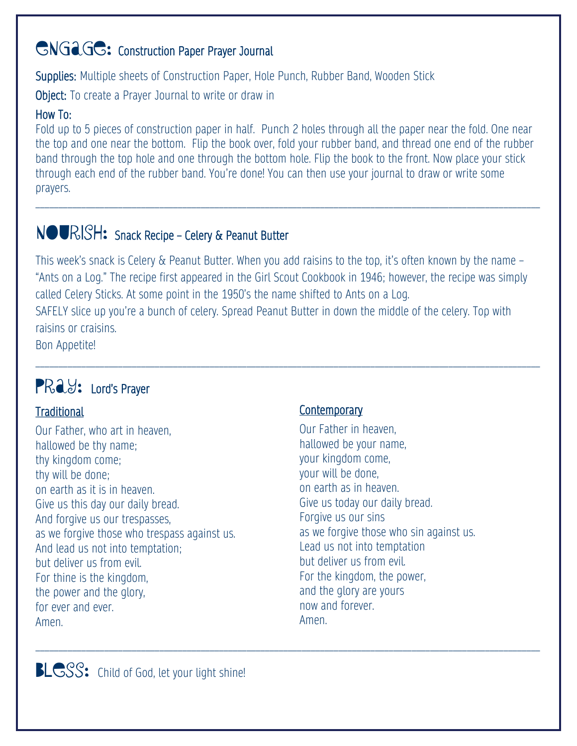## ENGAGE: Construction Paper Prayer Journal

**Supplies:** Multiple sheets of Construction Paper, Hole Punch, Rubber Band, Wooden Stick

**Object:** To create a Prayer Journal to write or draw in

**How To:**

Fold up to 5 pieces of construction paper in half. Punch 2 holes through all the paper near the fold. One near the top and one near the bottom. Flip the book over, fold your rubber band, and thread one end of the rubber band through the top hole and one through the bottom hole. Flip the book to the front. Now place your stick through each end of the rubber band. You're done! You can then use your journal to draw or write some prayers.

---

## NOURISH: Snack Recipe – Celery & Peanut Butter

This week's snack is Celery & Peanut Butter. When you add raisins to the top, it's often known by the name – "Ants on a Log." The recipe first appeared in the Girl Scout Cookbook in 1946; however, the recipe was simply called Celery Sticks. At some point in the 1950's the name shifted to Ants on a Log.

SAFELY slice up you're a bunch of celery. Spread Peanut Butter in down the middle of the celery. Top with raisins or craisins.

Bon Appetite!

---

## PRAY: Lord's Prayer

**Traditional**

Our Father, who art in heaven,  
hallowed be thy name;  
thy kingdom come;  
thy will be done;  
on earth as it is in heaven.  
Give us this day our daily bread.  
And forgive us our trespasses,  
as we forgive those who trespass against us.  
And lead us not into temptation;  
but deliver us from evil.  
For thine is the kingdom,  
the power and the glory,  
for ever and ever.  
Amen.

**Contemporary**

Our Father in heaven,  
hallowed be your name,  
your kingdom come,  
your will be done,  
on earth as in heaven.  
Give us today our daily bread.  
Forgive us our sins  
as we forgive those who sin against us.  
Lead us not into temptation  
but deliver us from evil.  
For the kingdom, the power,  
and the glory are yours  
now and forever.  
Amen.

---

## BLESS: Child of God, let your light shine!